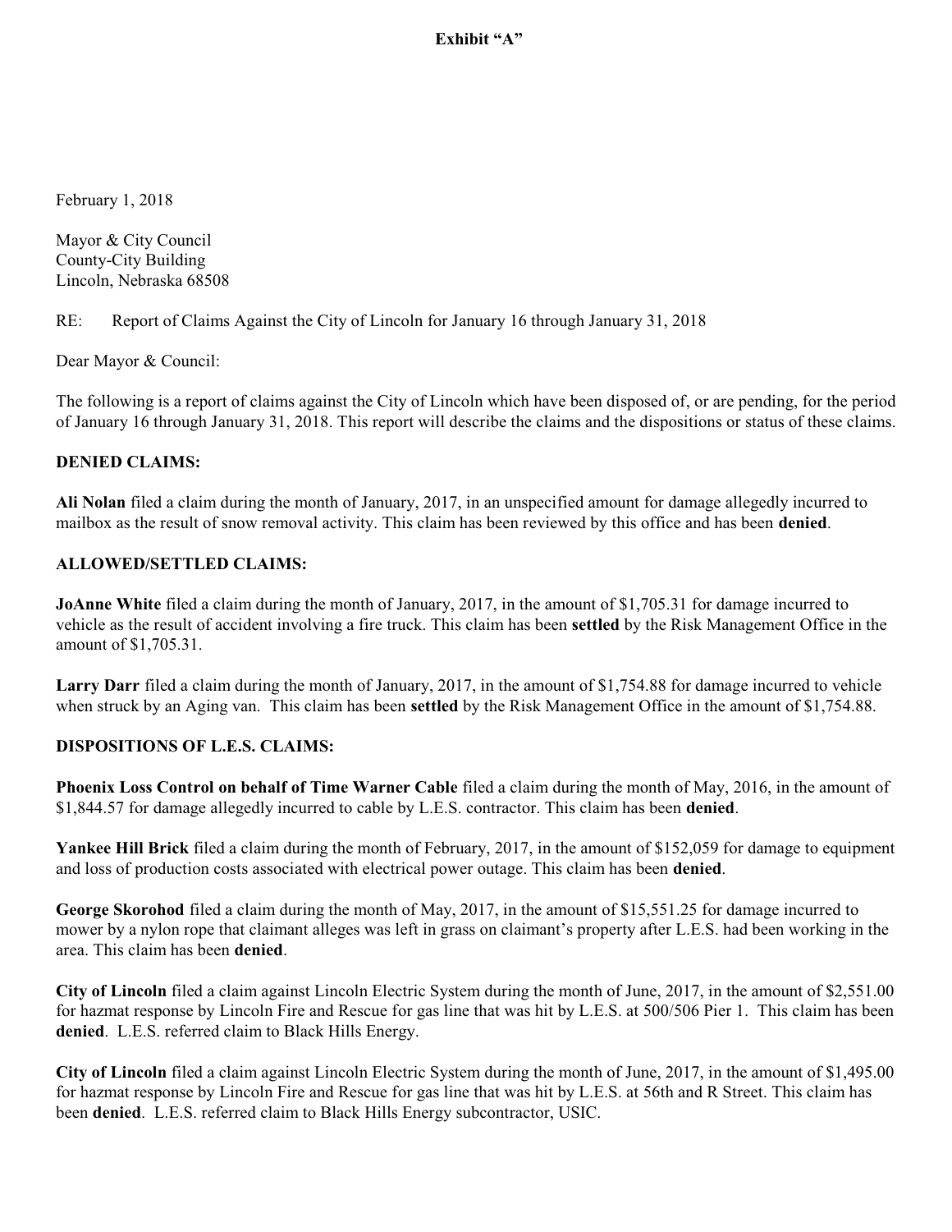**Exhibit "A"**

February 1, 2018

Mayor & City Council
County-City Building
Lincoln, Nebraska 68508

RE: Report of Claims Against the City of Lincoln for January 16 through January 31, 2018

Dear Mayor & Council:

The following is a report of claims against the City of Lincoln which have been disposed of, or are pending, for the period of January 16 through January 31, 2018. This report will describe the claims and the dispositions or status of these claims.

**DENIED CLAIMS:**

**Ali Nolan** filed a claim during the month of January, 2017, in an unspecified amount for damage allegedly incurred to mailbox as the result of snow removal activity. This claim has been reviewed by this office and has been **denied**.

**ALLOWED/SETTLED CLAIMS:**

**JoAnne White** filed a claim during the month of January, 2017, in the amount of $1,705.31 for damage incurred to vehicle as the result of accident involving a fire truck. This claim has been **settled** by the Risk Management Office in the amount of $1,705.31.

**Larry Darr** filed a claim during the month of January, 2017, in the amount of $1,754.88 for damage incurred to vehicle when struck by an Aging van. This claim has been **settled** by the Risk Management Office in the amount of $1,754.88.

**DISPOSITIONS OF L.E.S. CLAIMS:**

**Phoenix Loss Control on behalf of Time Warner Cable** filed a claim during the month of May, 2016, in the amount of $1,844.57 for damage allegedly incurred to cable by L.E.S. contractor. This claim has been **denied**.

**Yankee Hill Brick** filed a claim during the month of February, 2017, in the amount of $152,059 for damage to equipment and loss of production costs associated with electrical power outage. This claim has been **denied**.

**George Skorohod** filed a claim during the month of May, 2017, in the amount of $15,551.25 for damage incurred to mower by a nylon rope that claimant alleges was left in grass on claimant's property after L.E.S. had been working in the area. This claim has been **denied**.

**City of Lincoln** filed a claim against Lincoln Electric System during the month of June, 2017, in the amount of $2,551.00 for hazmat response by Lincoln Fire and Rescue for gas line that was hit by L.E.S. at 500/506 Pier 1. This claim has been **denied**. L.E.S. referred claim to Black Hills Energy.

**City of Lincoln** filed a claim against Lincoln Electric System during the month of June, 2017, in the amount of $1,495.00 for hazmat response by Lincoln Fire and Rescue for gas line that was hit by L.E.S. at 56th and R Street. This claim has been **denied**. L.E.S. referred claim to Black Hills Energy subcontractor, USIC.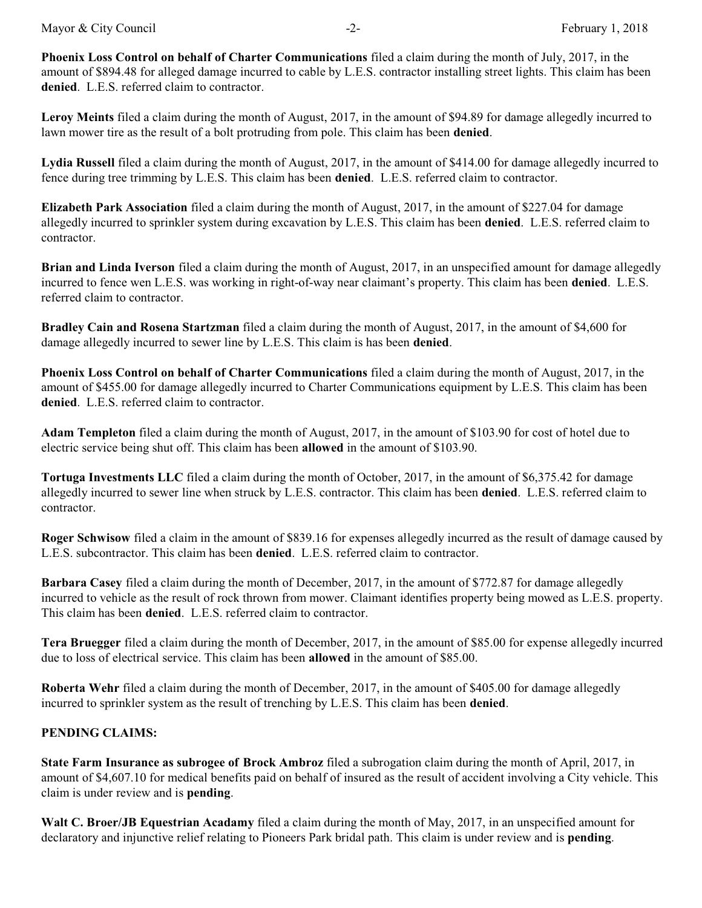**Phoenix Loss Control on behalf of Charter Communications** filed a claim during the month of July, 2017, in the amount of $894.48 for alleged damage incurred to cable by L.E.S. contractor installing street lights. This claim has been **denied**. L.E.S. referred claim to contractor.

**Leroy Meints** filed a claim during the month of August, 2017, in the amount of $94.89 for damage allegedly incurred to lawn mower tire as the result of a bolt protruding from pole. This claim has been **denied**.

**Lydia Russell** filed a claim during the month of August, 2017, in the amount of $414.00 for damage allegedly incurred to fence during tree trimming by L.E.S. This claim has been **denied**. L.E.S. referred claim to contractor.

**Elizabeth Park Association** filed a claim during the month of August, 2017, in the amount of $227.04 for damage allegedly incurred to sprinkler system during excavation by L.E.S. This claim has been **denied**. L.E.S. referred claim to contractor.

**Brian and Linda Iverson** filed a claim during the month of August, 2017, in an unspecified amount for damage allegedly incurred to fence wen L.E.S. was working in right-of-way near claimant's property. This claim has been **denied**. L.E.S. referred claim to contractor.

**Bradley Cain and Rosena Startzman** filed a claim during the month of August, 2017, in the amount of $4,600 for damage allegedly incurred to sewer line by L.E.S. This claim is has been **denied**.

**Phoenix Loss Control on behalf of Charter Communications** filed a claim during the month of August, 2017, in the amount of $455.00 for damage allegedly incurred to Charter Communications equipment by L.E.S. This claim has been **denied**. L.E.S. referred claim to contractor.

**Adam Templeton** filed a claim during the month of August, 2017, in the amount of $103.90 for cost of hotel due to electric service being shut off. This claim has been **allowed** in the amount of $103.90.

**Tortuga Investments LLC** filed a claim during the month of October, 2017, in the amount of $6,375.42 for damage allegedly incurred to sewer line when struck by L.E.S. contractor. This claim has been **denied**. L.E.S. referred claim to contractor.

**Roger Schwisow** filed a claim in the amount of $839.16 for expenses allegedly incurred as the result of damage caused by L.E.S. subcontractor. This claim has been **denied**. L.E.S. referred claim to contractor.

**Barbara Casey** filed a claim during the month of December, 2017, in the amount of $772.87 for damage allegedly incurred to vehicle as the result of rock thrown from mower. Claimant identifies property being mowed as L.E.S. property. This claim has been **denied**. L.E.S. referred claim to contractor.

**Tera Bruegger** filed a claim during the month of December, 2017, in the amount of $85.00 for expense allegedly incurred due to loss of electrical service. This claim has been **allowed** in the amount of $85.00.

**Roberta Wehr** filed a claim during the month of December, 2017, in the amount of $405.00 for damage allegedly incurred to sprinkler system as the result of trenching by L.E.S. This claim has been **denied**.

**PENDING CLAIMS:**

**State Farm Insurance as subrogee of Brock Ambroz** filed a subrogation claim during the month of April, 2017, in amount of $4,607.10 for medical benefits paid on behalf of insured as the result of accident involving a City vehicle. This claim is under review and is **pending**.

**Walt C. Broer/JB Equestrian Acadamy** filed a claim during the month of May, 2017, in an unspecified amount for declaratory and injunctive relief relating to Pioneers Park bridal path. This claim is under review and is **pending**.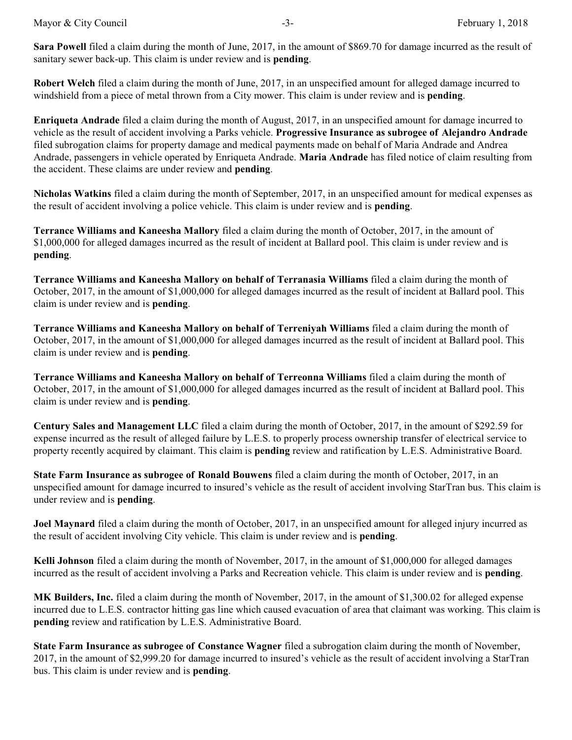**Sara Powell** filed a claim during the month of June, 2017, in the amount of $869.70 for damage incurred as the result of sanitary sewer back-up. This claim is under review and is **pending**.

**Robert Welch** filed a claim during the month of June, 2017, in an unspecified amount for alleged damage incurred to windshield from a piece of metal thrown from a City mower. This claim is under review and is **pending**.

**Enriqueta Andrade** filed a claim during the month of August, 2017, in an unspecified amount for damage incurred to vehicle as the result of accident involving a Parks vehicle. **Progressive Insurance as subrogee of Alejandro Andrade** filed subrogation claims for property damage and medical payments made on behalf of Maria Andrade and Andrea Andrade, passengers in vehicle operated by Enriqueta Andrade. **Maria Andrade** has filed notice of claim resulting from the accident. These claims are under review and **pending**.

**Nicholas Watkins** filed a claim during the month of September, 2017, in an unspecified amount for medical expenses as the result of accident involving a police vehicle. This claim is under review and is **pending**.

**Terrance Williams and Kaneesha Mallory** filed a claim during the month of October, 2017, in the amount of $1,000,000 for alleged damages incurred as the result of incident at Ballard pool. This claim is under review and is **pending**.

**Terrance Williams and Kaneesha Mallory on behalf of Terranasia Williams** filed a claim during the month of October, 2017, in the amount of $1,000,000 for alleged damages incurred as the result of incident at Ballard pool. This claim is under review and is **pending**.

**Terrance Williams and Kaneesha Mallory on behalf of Terreniyah Williams** filed a claim during the month of October, 2017, in the amount of $1,000,000 for alleged damages incurred as the result of incident at Ballard pool. This claim is under review and is **pending**.

**Terrance Williams and Kaneesha Mallory on behalf of Terreonna Williams** filed a claim during the month of October, 2017, in the amount of $1,000,000 for alleged damages incurred as the result of incident at Ballard pool. This claim is under review and is **pending**.

**Century Sales and Management LLC** filed a claim during the month of October, 2017, in the amount of $292.59 for expense incurred as the result of alleged failure by L.E.S. to properly process ownership transfer of electrical service to property recently acquired by claimant. This claim is **pending** review and ratification by L.E.S. Administrative Board.

**State Farm Insurance as subrogee of Ronald Bouwens** filed a claim during the month of October, 2017, in an unspecified amount for damage incurred to insured's vehicle as the result of accident involving StarTran bus. This claim is under review and is **pending**.

**Joel Maynard** filed a claim during the month of October, 2017, in an unspecified amount for alleged injury incurred as the result of accident involving City vehicle. This claim is under review and is **pending**.

**Kelli Johnson** filed a claim during the month of November, 2017, in the amount of $1,000,000 for alleged damages incurred as the result of accident involving a Parks and Recreation vehicle. This claim is under review and is **pending**.

**MK Builders, Inc.** filed a claim during the month of November, 2017, in the amount of $1,300.02 for alleged expense incurred due to L.E.S. contractor hitting gas line which caused evacuation of area that claimant was working. This claim is **pending** review and ratification by L.E.S. Administrative Board.

**State Farm Insurance as subrogee of Constance Wagner** filed a subrogation claim during the month of November, 2017, in the amount of $2,999.20 for damage incurred to insured's vehicle as the result of accident involving a StarTran bus. This claim is under review and is **pending**.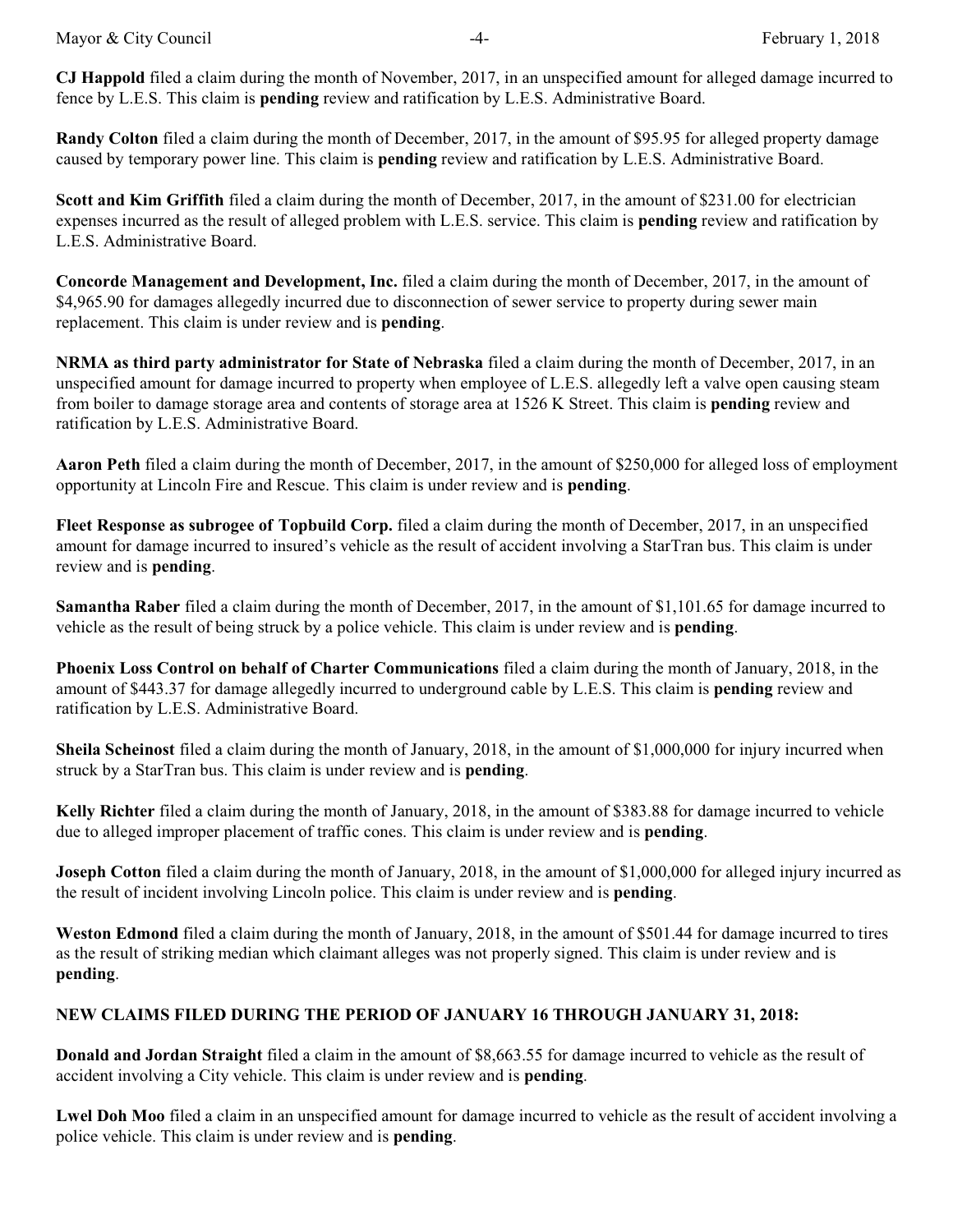**CJ Happold** filed a claim during the month of November, 2017, in an unspecified amount for alleged damage incurred to fence by L.E.S. This claim is **pending** review and ratification by L.E.S. Administrative Board.

**Randy Colton** filed a claim during the month of December, 2017, in the amount of $95.95 for alleged property damage caused by temporary power line. This claim is **pending** review and ratification by L.E.S. Administrative Board.

**Scott and Kim Griffith** filed a claim during the month of December, 2017, in the amount of $231.00 for electrician expenses incurred as the result of alleged problem with L.E.S. service. This claim is **pending** review and ratification by L.E.S. Administrative Board.

**Concorde Management and Development, Inc.** filed a claim during the month of December, 2017, in the amount of $4,965.90 for damages allegedly incurred due to disconnection of sewer service to property during sewer main replacement. This claim is under review and is **pending**.

**NRMA as third party administrator for State of Nebraska** filed a claim during the month of December, 2017, in an unspecified amount for damage incurred to property when employee of L.E.S. allegedly left a valve open causing steam from boiler to damage storage area and contents of storage area at 1526 K Street. This claim is **pending** review and ratification by L.E.S. Administrative Board.

**Aaron Peth** filed a claim during the month of December, 2017, in the amount of $250,000 for alleged loss of employment opportunity at Lincoln Fire and Rescue. This claim is under review and is **pending**.

**Fleet Response as subrogee of Topbuild Corp.** filed a claim during the month of December, 2017, in an unspecified amount for damage incurred to insured's vehicle as the result of accident involving a StarTran bus. This claim is under review and is **pending**.

**Samantha Raber** filed a claim during the month of December, 2017, in the amount of $1,101.65 for damage incurred to vehicle as the result of being struck by a police vehicle. This claim is under review and is **pending**.

**Phoenix Loss Control on behalf of Charter Communications** filed a claim during the month of January, 2018, in the amount of $443.37 for damage allegedly incurred to underground cable by L.E.S. This claim is **pending** review and ratification by L.E.S. Administrative Board.

**Sheila Scheinost** filed a claim during the month of January, 2018, in the amount of $1,000,000 for injury incurred when struck by a StarTran bus. This claim is under review and is **pending**.

**Kelly Richter** filed a claim during the month of January, 2018, in the amount of $383.88 for damage incurred to vehicle due to alleged improper placement of traffic cones. This claim is under review and is **pending**.

**Joseph Cotton** filed a claim during the month of January, 2018, in the amount of $1,000,000 for alleged injury incurred as the result of incident involving Lincoln police. This claim is under review and is **pending**.

**Weston Edmond** filed a claim during the month of January, 2018, in the amount of $501.44 for damage incurred to tires as the result of striking median which claimant alleges was not properly signed. This claim is under review and is **pending**.

**NEW CLAIMS FILED DURING THE PERIOD OF JANUARY 16 THROUGH JANUARY 31, 2018:**

**Donald and Jordan Straight** filed a claim in the amount of $8,663.55 for damage incurred to vehicle as the result of accident involving a City vehicle. This claim is under review and is **pending**.

**Lwel Doh Moo** filed a claim in an unspecified amount for damage incurred to vehicle as the result of accident involving a police vehicle. This claim is under review and is **pending**.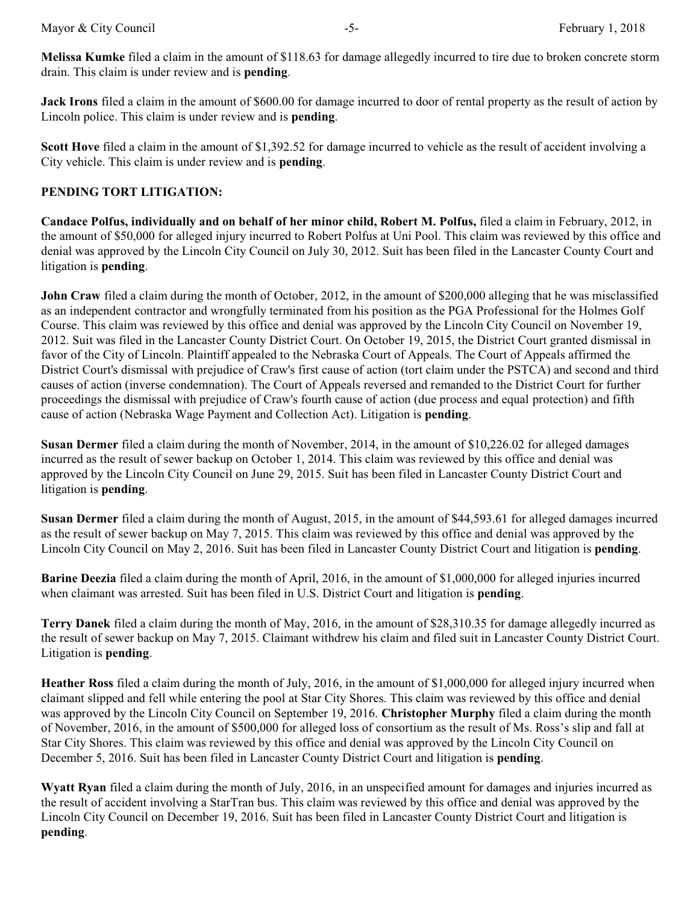**Melissa Kumke** filed a claim in the amount of $118.63 for damage allegedly incurred to tire due to broken concrete storm drain. This claim is under review and is **pending**.

**Jack Irons** filed a claim in the amount of $600.00 for damage incurred to door of rental property as the result of action by Lincoln police. This claim is under review and is **pending**.

**Scott Hove** filed a claim in the amount of $1,392.52 for damage incurred to vehicle as the result of accident involving a City vehicle. This claim is under review and is **pending**.

**PENDING TORT LITIGATION:**

**Candace Polfus, individually and on behalf of her minor child, Robert M. Polfus,** filed a claim in February, 2012, in the amount of $50,000 for alleged injury incurred to Robert Polfus at Uni Pool. This claim was reviewed by this office and denial was approved by the Lincoln City Council on July 30, 2012. Suit has been filed in the Lancaster County Court and litigation is **pending**.

**John Craw** filed a claim during the month of October, 2012, in the amount of $200,000 alleging that he was misclassified as an independent contractor and wrongfully terminated from his position as the PGA Professional for the Holmes Golf Course. This claim was reviewed by this office and denial was approved by the Lincoln City Council on November 19, 2012. Suit was filed in the Lancaster County District Court. On October 19, 2015, the District Court granted dismissal in favor of the City of Lincoln. Plaintiff appealed to the Nebraska Court of Appeals. The Court of Appeals affirmed the District Court's dismissal with prejudice of Craw's first cause of action (tort claim under the PSTCA) and second and third causes of action (inverse condemnation). The Court of Appeals reversed and remanded to the District Court for further proceedings the dismissal with prejudice of Craw's fourth cause of action (due process and equal protection) and fifth cause of action (Nebraska Wage Payment and Collection Act). Litigation is **pending**.

**Susan Dermer** filed a claim during the month of November, 2014, in the amount of $10,226.02 for alleged damages incurred as the result of sewer backup on October 1, 2014. This claim was reviewed by this office and denial was approved by the Lincoln City Council on June 29, 2015. Suit has been filed in Lancaster County District Court and litigation is **pending**.

**Susan Dermer** filed a claim during the month of August, 2015, in the amount of $44,593.61 for alleged damages incurred as the result of sewer backup on May 7, 2015. This claim was reviewed by this office and denial was approved by the Lincoln City Council on May 2, 2016. Suit has been filed in Lancaster County District Court and litigation is **pending**.

**Barine Deezia** filed a claim during the month of April, 2016, in the amount of $1,000,000 for alleged injuries incurred when claimant was arrested. Suit has been filed in U.S. District Court and litigation is **pending**.

**Terry Danek** filed a claim during the month of May, 2016, in the amount of $28,310.35 for damage allegedly incurred as the result of sewer backup on May 7, 2015. Claimant withdrew his claim and filed suit in Lancaster County District Court. Litigation is **pending**.

**Heather Ross** filed a claim during the month of July, 2016, in the amount of $1,000,000 for alleged injury incurred when claimant slipped and fell while entering the pool at Star City Shores. This claim was reviewed by this office and denial was approved by the Lincoln City Council on September 19, 2016. **Christopher Murphy** filed a claim during the month of November, 2016, in the amount of $500,000 for alleged loss of consortium as the result of Ms. Ross's slip and fall at Star City Shores. This claim was reviewed by this office and denial was approved by the Lincoln City Council on December 5, 2016. Suit has been filed in Lancaster County District Court and litigation is **pending**.

**Wyatt Ryan** filed a claim during the month of July, 2016, in an unspecified amount for damages and injuries incurred as the result of accident involving a StarTran bus. This claim was reviewed by this office and denial was approved by the Lincoln City Council on December 19, 2016. Suit has been filed in Lancaster County District Court and litigation is **pending**.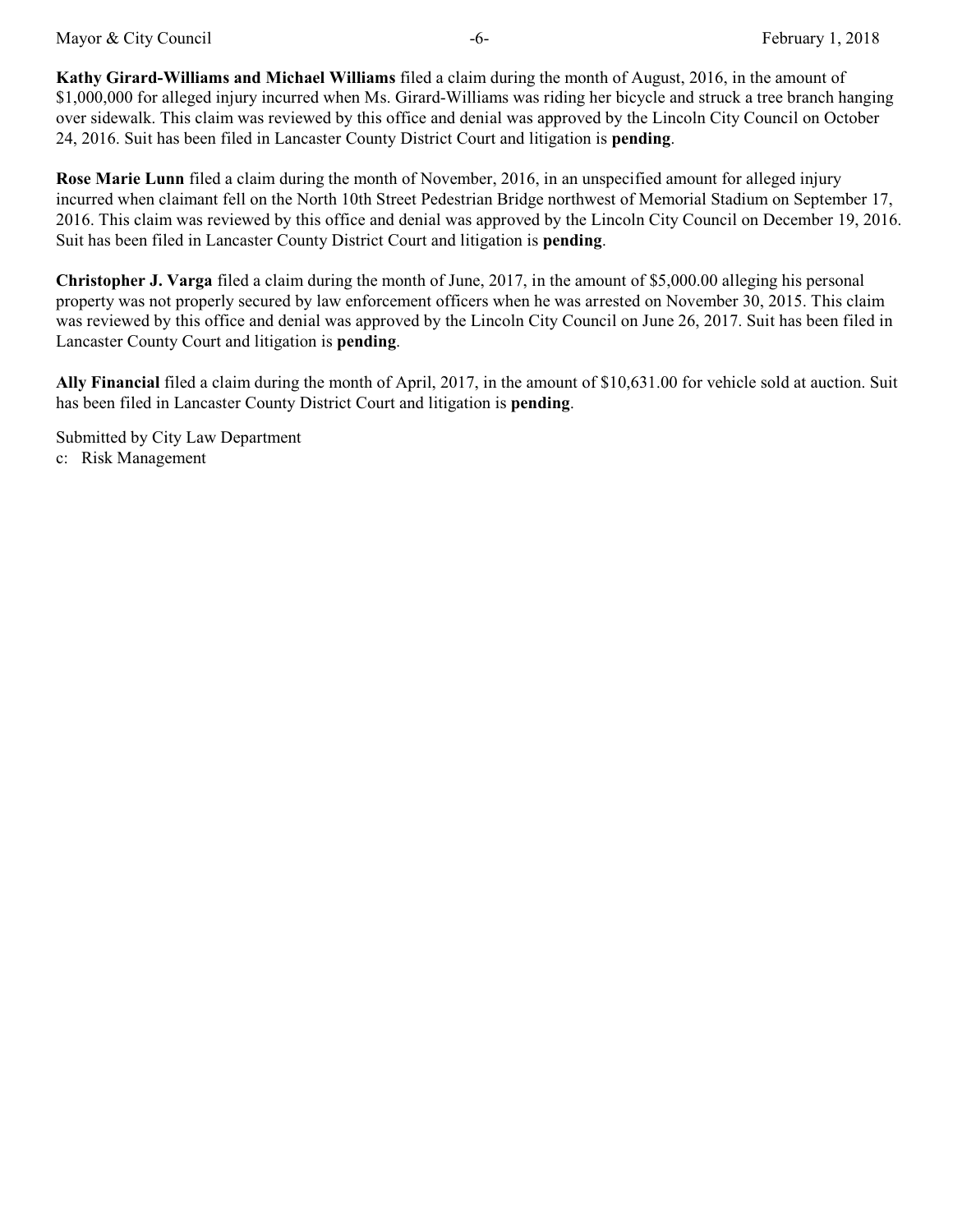**Kathy Girard-Williams and Michael Williams** filed a claim during the month of August, 2016, in the amount of $1,000,000 for alleged injury incurred when Ms. Girard-Williams was riding her bicycle and struck a tree branch hanging over sidewalk. This claim was reviewed by this office and denial was approved by the Lincoln City Council on October 24, 2016. Suit has been filed in Lancaster County District Court and litigation is **pending**.

**Rose Marie Lunn** filed a claim during the month of November, 2016, in an unspecified amount for alleged injury incurred when claimant fell on the North 10th Street Pedestrian Bridge northwest of Memorial Stadium on September 17, 2016. This claim was reviewed by this office and denial was approved by the Lincoln City Council on December 19, 2016. Suit has been filed in Lancaster County District Court and litigation is **pending**.

**Christopher J. Varga** filed a claim during the month of June, 2017, in the amount of $5,000.00 alleging his personal property was not properly secured by law enforcement officers when he was arrested on November 30, 2015. This claim was reviewed by this office and denial was approved by the Lincoln City Council on June 26, 2017. Suit has been filed in Lancaster County Court and litigation is **pending**.

**Ally Financial** filed a claim during the month of April, 2017, in the amount of $10,631.00 for vehicle sold at auction. Suit has been filed in Lancaster County District Court and litigation is **pending**.

Submitted by City Law Department
c: Risk Management